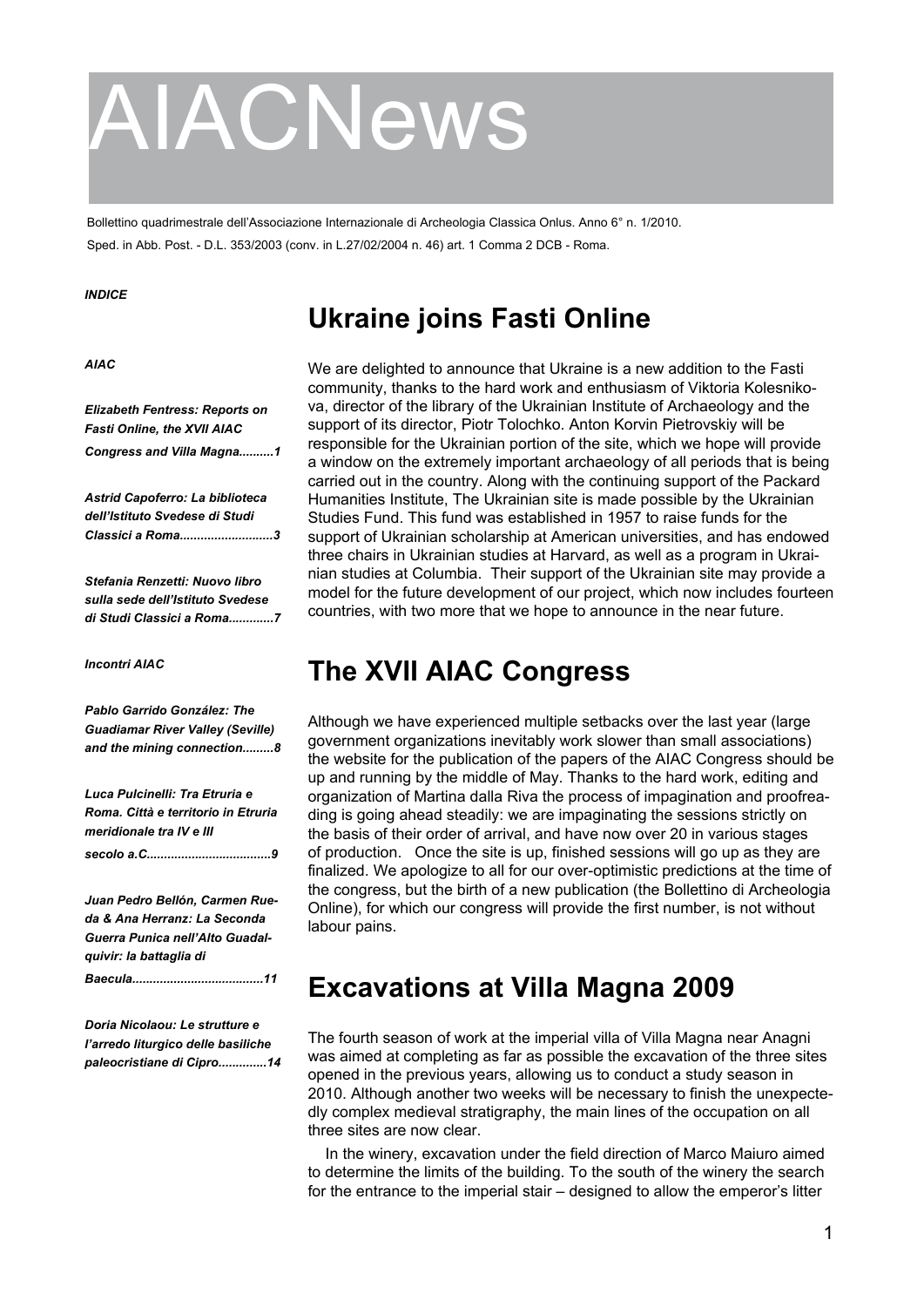# AIACNews

Bollettino quadrimestrale dell'Associazione Internazionale di Archeologia Classica Onlus. Anno 6° n. 1/2010.

Sped. in Abb. Post. - D.L. 353/2003 (conv. in L.27/02/2004 n. 46) art. 1 Comma 2 DCB - Roma.

***INDICE***

***AIAC***

***Elizabeth Fentress: Reports on Fasti Online, the XVII AIAC Congress and Villa Magna..........1***

***Astrid Capoferro: La biblioteca dell'Istituto Svedese di Studi Classici a Roma...........................3***

***Stefania Renzetti: Nuovo libro sulla sede dell'Istituto Svedese di Studi Classici a Roma............7***

***Incontri AIAC***

***Pablo Garrido González: The Guadiamar River Valley (Seville) and the mining connection.........8***

***Luca Pulcinelli: Tra Etruria e Roma. Città e territorio in Etruria meridionale tra IV e III secolo a.C...................................9***

***Juan Pedro Bellón, Carmen Rueda & Ana Herranz: La Seconda Guerra Punica nell'Alto Guadalquivir: la battaglia di Baecula.....................................11***

***Doria Nicolaou: Le strutture e l'arredo liturgico delle basiliche paleocristiane di Cipro.............14***

## Ukraine joins Fasti Online

We are delighted to announce that Ukraine is a new addition to the Fasti community, thanks to the hard work and enthusiasm of Viktoria Kolesnikova, director of the library of the Ukrainian Institute of Archaeology and the support of its director, Piotr Tolochko. Anton Korvin Pietrovskiy will be responsible for the Ukrainian portion of the site, which we hope will provide a window on the extremely important archaeology of all periods that is being carried out in the country. Along with the continuing support of the Packard Humanities Institute, The Ukrainian site is made possible by the Ukrainian Studies Fund. This fund was established in 1957 to raise funds for the support of Ukrainian scholarship at American universities, and has endowed three chairs in Ukrainian studies at Harvard, as well as a program in Ukrainian studies at Columbia. Their support of the Ukrainian site may provide a model for the future development of our project, which now includes fourteen countries, with two more that we hope to announce in the near future.

## The XVII AIAC Congress

Although we have experienced multiple setbacks over the last year (large government organizations inevitably work slower than small associations) the website for the publication of the papers of the AIAC Congress should be up and running by the middle of May. Thanks to the hard work, editing and organization of Martina dalla Riva the process of impagination and proofreading is going ahead steadily: we are impaginating the sessions strictly on the basis of their order of arrival, and have now over 20 in various stages of production. Once the site is up, finished sessions will go up as they are finalized. We apologize to all for our over-optimistic predictions at the time of the congress, but the birth of a new publication (the Bollettino di Archeologia Online), for which our congress will provide the first number, is not without labour pains.

## Excavations at Villa Magna 2009

The fourth season of work at the imperial villa of Villa Magna near Anagni was aimed at completing as far as possible the excavation of the three sites opened in the previous years, allowing us to conduct a study season in 2010. Although another two weeks will be necessary to finish the unexpectedly complex medieval stratigraphy, the main lines of the occupation on all three sites are now clear.

In the winery, excavation under the field direction of Marco Maiuro aimed to determine the limits of the building. To the south of the winery the search for the entrance to the imperial stair – designed to allow the emperor's litter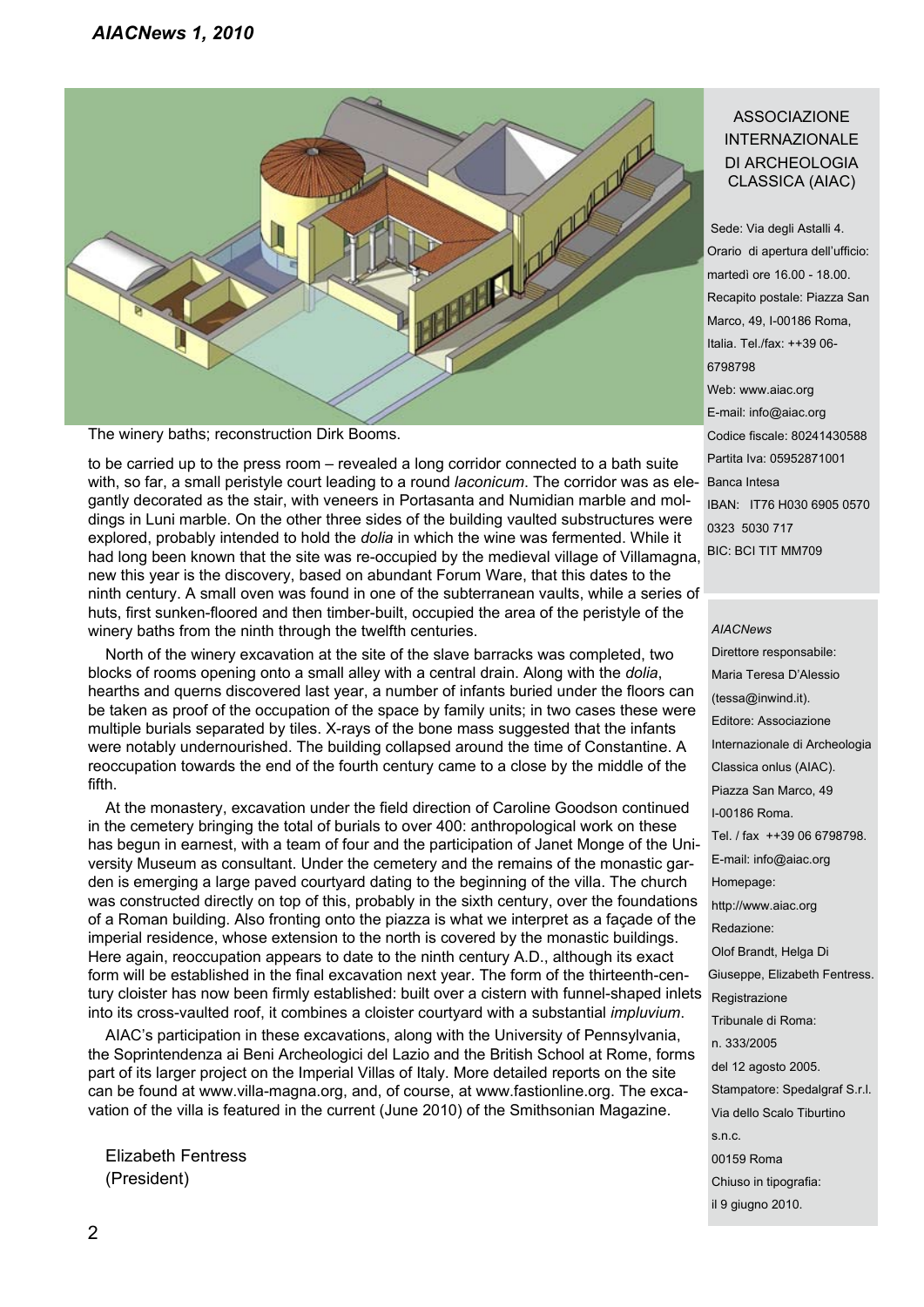The winery baths; reconstruction Dirk Booms.

to be carried up to the press room – revealed a long corridor connected to a bath suite with, so far, a small peristyle court leading to a round *laconicum*. The corridor was as elegantly decorated as the stair, with veneers in Portasanta and Numidian marble and moldings in Luni marble. On the other three sides of the building vaulted substructures were explored, probably intended to hold the *dolia* in which the wine was fermented. While it had long been known that the site was re-occupied by the medieval village of Villamagna, new this year is the discovery, based on abundant Forum Ware, that this dates to the ninth century. A small oven was found in one of the subterranean vaults, while a series of huts, first sunken-floored and then timber-built, occupied the area of the peristyle of the winery baths from the ninth through the twelfth centuries.

North of the winery excavation at the site of the slave barracks was completed, two blocks of rooms opening onto a small alley with a central drain. Along with the *dolia*, hearths and querns discovered last year, a number of infants buried under the floors can be taken as proof of the occupation of the space by family units; in two cases these were multiple burials separated by tiles. X-rays of the bone mass suggested that the infants were notably undernourished. The building collapsed around the time of Constantine. A reoccupation towards the end of the fourth century came to a close by the middle of the fifth.

At the monastery, excavation under the field direction of Caroline Goodson continued in the cemetery bringing the total of burials to over 400: anthropological work on these has begun in earnest, with a team of four and the participation of Janet Monge of the University Museum as consultant. Under the cemetery and the remains of the monastic garden is emerging a large paved courtyard dating to the beginning of the villa. The church was constructed directly on top of this, probably in the sixth century, over the foundations of a Roman building. Also fronting onto the piazza is what we interpret as a façade of the imperial residence, whose extension to the north is covered by the monastic buildings. Here again, reoccupation appears to date to the ninth century A.D., although its exact form will be established in the final excavation next year. The form of the thirteenth-century cloister has now been firmly established: built over a cistern with funnel-shaped inlets into its cross-vaulted roof, it combines a cloister courtyard with a substantial *impluvium*.

AIAC's participation in these excavations, along with the University of Pennsylvania, the Soprintendenza ai Beni Archeologici del Lazio and the British School at Rome, forms part of its larger project on the Imperial Villas of Italy. More detailed reports on the site can be found at www.villa-magna.org, and, of course, at www.fastionline.org. The excavation of the villa is featured in the current (June 2010) of the Smithsonian Magazine.

Elizabeth Fentress
(President)

ASSOCIAZIONE INTERNAZIONALE DI ARCHEOLOGIA CLASSICA (AIAC)

Sede: Via degli Astalli 4.
Orario di apertura dell'ufficio: martedì ore 16.00 - 18.00.
Recapito postale: Piazza San Marco, 49, I-00186 Roma, Italia. Tel./fax: ++39 06-6798798
Web: www.aiac.org
E-mail: info@aiac.org
Codice fiscale: 80241430588
Partita Iva: 05952871001
Banca Intesa
IBAN: IT76 H030 6905 0570 0323 5030 717
BIC: BCI TIT MM709

*AIACNews*
Direttore responsabile: Maria Teresa D'Alessio (tessa@inwind.it).
Editore: Associazione Internazionale di Archeologia Classica onlus (AIAC).
Piazza San Marco, 49
I-00186 Roma.
Tel. / fax ++39 06 6798798.
E-mail: info@aiac.org
Homepage: http://www.aiac.org
Redazione: Olof Brandt, Helga Di Giuseppe, Elizabeth Fentress.
Registrazione Tribunale di Roma: n. 333/2005 del 12 agosto 2005.
Stampatore: Spedalgraf S.r.l.
Via dello Scalo Tiburtino s.n.c.
00159 Roma
Chiuso in tipografia: il 9 giugno 2010.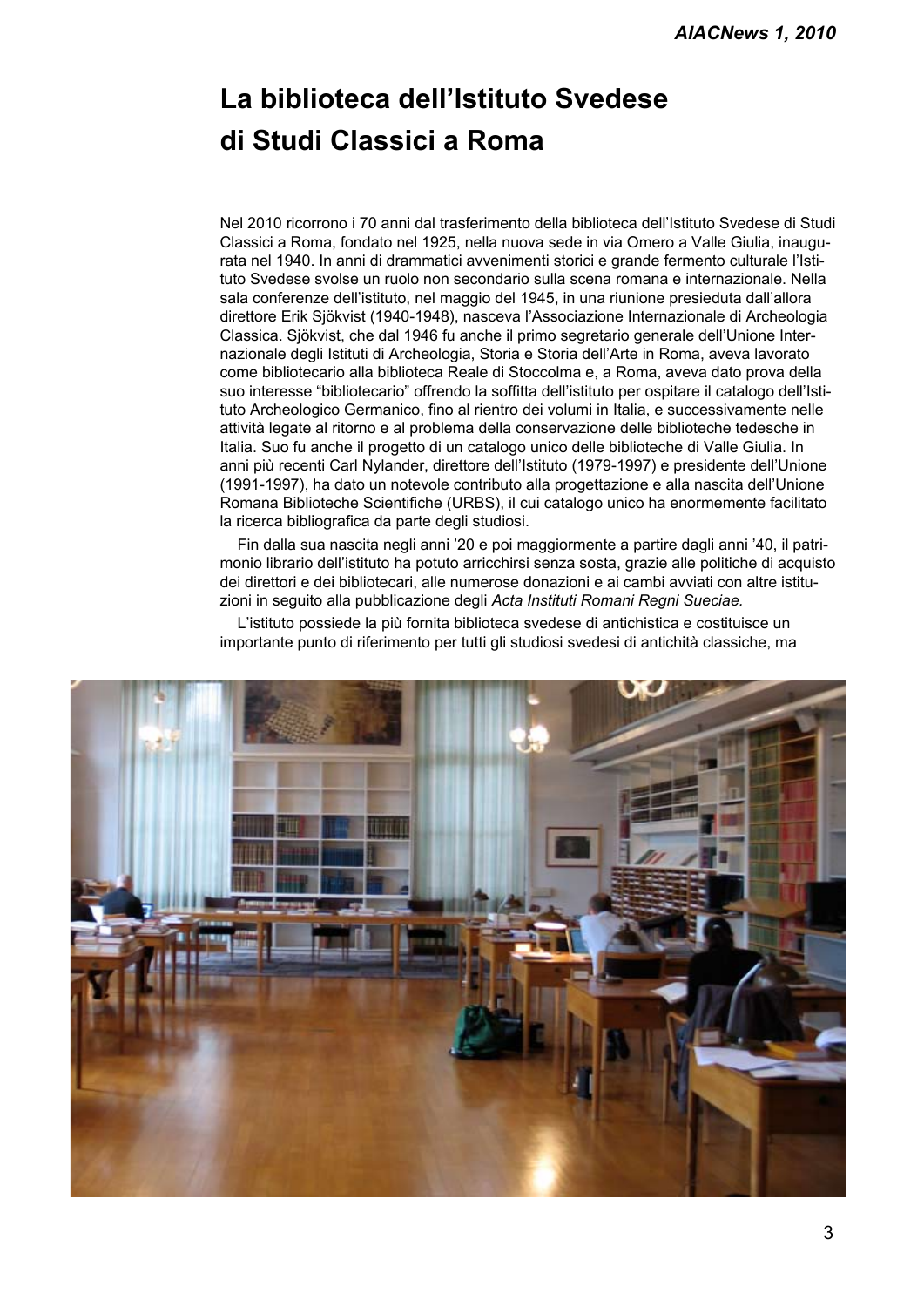# La biblioteca dell'Istituto Svedese di Studi Classici a Roma

Nel 2010 ricorrono i 70 anni dal trasferimento della biblioteca dell'Istituto Svedese di Studi Classici a Roma, fondato nel 1925, nella nuova sede in via Omero a Valle Giulia, inaugurata nel 1940. In anni di drammatici avvenimenti storici e grande fermento culturale l'Istituto Svedese svolse un ruolo non secondario sulla scena romana e internazionale. Nella sala conferenze dell'istituto, nel maggio del 1945, in una riunione presieduta dall'allora direttore Erik Sjökvist (1940-1948), nasceva l'Associazione Internazionale di Archeologia Classica. Sjökvist, che dal 1946 fu anche il primo segretario generale dell'Unione Internazionale degli Istituti di Archeologia, Storia e Storia dell'Arte in Roma, aveva lavorato come bibliotecario alla biblioteca Reale di Stoccolma e, a Roma, aveva dato prova della suo interesse "bibliotecario" offrendo la soffitta dell'istituto per ospitare il catalogo dell'Istituto Archeologico Germanico, fino al rientro dei volumi in Italia, e successivamente nelle attività legate al ritorno e al problema della conservazione delle biblioteche tedesche in Italia. Suo fu anche il progetto di un catalogo unico delle biblioteche di Valle Giulia. In anni più recenti Carl Nylander, direttore dell'Istituto (1979-1997) e presidente dell'Unione (1991-1997), ha dato un notevole contributo alla progettazione e alla nascita dell'Unione Romana Biblioteche Scientifiche (URBS), il cui catalogo unico ha enormemente facilitato la ricerca bibliografica da parte degli studiosi.

Fin dalla sua nascita negli anni '20 e poi maggiormente a partire dagli anni '40, il patrimonio librario dell'istituto ha potuto arricchirsi senza sosta, grazie alle politiche di acquisto dei direttori e dei bibliotecari, alle numerose donazioni e ai cambi avviati con altre istituzioni in seguito alla pubblicazione degli *Acta Instituti Romani Regni Sueciae.*

L'istituto possiede la più fornita biblioteca svedese di antichistica e costituisce un importante punto di riferimento per tutti gli studiosi svedesi di antichità classiche, ma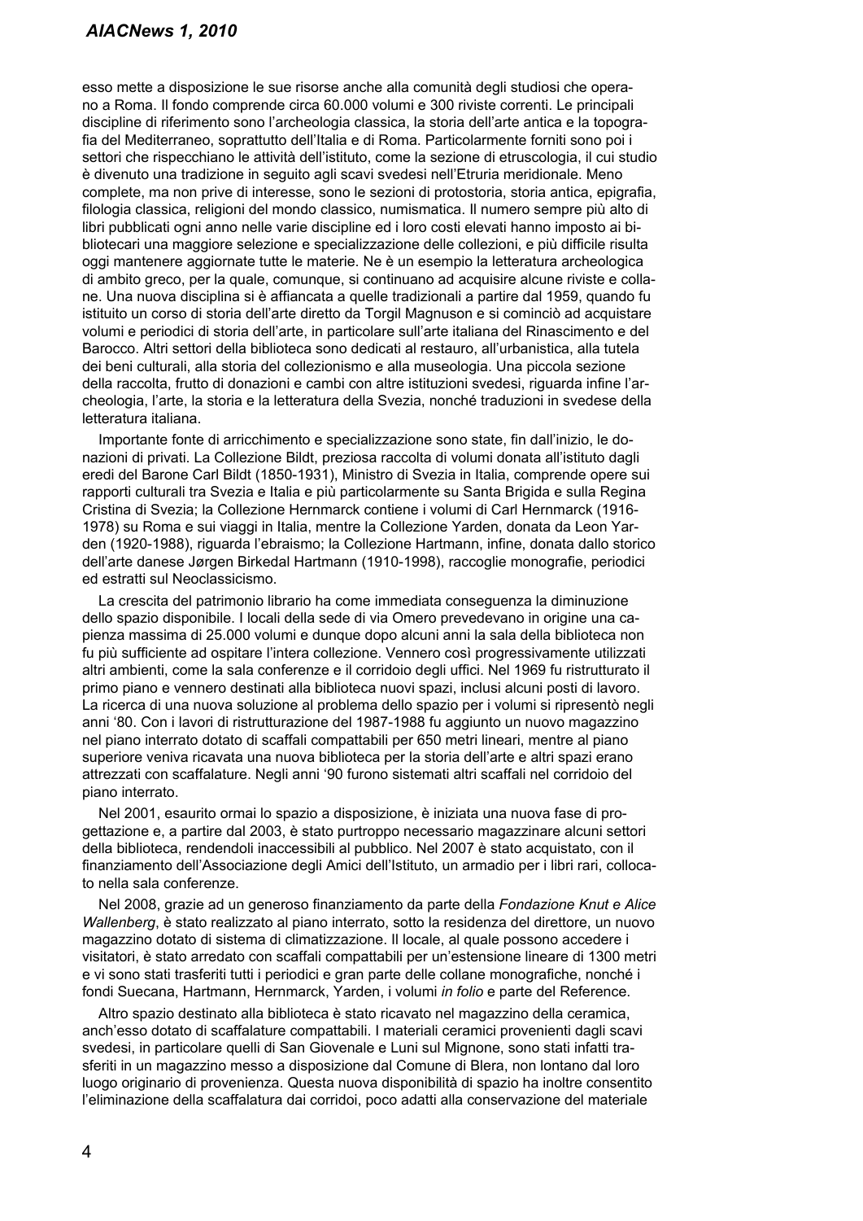esso mette a disposizione le sue risorse anche alla comunità degli studiosi che operano a Roma. Il fondo comprende circa 60.000 volumi e 300 riviste correnti. Le principali discipline di riferimento sono l'archeologia classica, la storia dell'arte antica e la topografia del Mediterraneo, soprattutto dell'Italia e di Roma. Particolarmente forniti sono poi i settori che rispecchiano le attività dell'istituto, come la sezione di etruscologia, il cui studio è divenuto una tradizione in seguito agli scavi svedesi nell'Etruria meridionale. Meno complete, ma non prive di interesse, sono le sezioni di protostoria, storia antica, epigrafia, filologia classica, religioni del mondo classico, numismatica. Il numero sempre più alto di libri pubblicati ogni anno nelle varie discipline ed i loro costi elevati hanno imposto ai bibliotecari una maggiore selezione e specializzazione delle collezioni, e più difficile risulta oggi mantenere aggiornate tutte le materie. Ne è un esempio la letteratura archeologica di ambito greco, per la quale, comunque, si continuano ad acquisire alcune riviste e collane. Una nuova disciplina si è affiancata a quelle tradizionali a partire dal 1959, quando fu istituito un corso di storia dell'arte diretto da Torgil Magnuson e si cominciò ad acquistare volumi e periodici di storia dell'arte, in particolare sull'arte italiana del Rinascimento e del Barocco. Altri settori della biblioteca sono dedicati al restauro, all'urbanistica, alla tutela dei beni culturali, alla storia del collezionismo e alla museologia. Una piccola sezione della raccolta, frutto di donazioni e cambi con altre istituzioni svedesi, riguarda infine l'archeologia, l'arte, la storia e la letteratura della Svezia, nonché traduzioni in svedese della letteratura italiana.

Importante fonte di arricchimento e specializzazione sono state, fin dall'inizio, le donazioni di privati. La Collezione Bildt, preziosa raccolta di volumi donata all'istituto dagli eredi del Barone Carl Bildt (1850-1931), Ministro di Svezia in Italia, comprende opere sui rapporti culturali tra Svezia e Italia e più particolarmente su Santa Brigida e sulla Regina Cristina di Svezia; la Collezione Hernmarck contiene i volumi di Carl Hernmarck (1916-1978) su Roma e sui viaggi in Italia, mentre la Collezione Yarden, donata da Leon Yarden (1920-1988), riguarda l'ebraismo; la Collezione Hartmann, infine, donata dallo storico dell'arte danese Jørgen Birkedal Hartmann (1910-1998), raccoglie monografie, periodici ed estratti sul Neoclassicismo.

La crescita del patrimonio librario ha come immediata conseguenza la diminuzione dello spazio disponibile. I locali della sede di via Omero prevedevano in origine una capienza massima di 25.000 volumi e dunque dopo alcuni anni la sala della biblioteca non fu più sufficiente ad ospitare l'intera collezione. Vennero così progressivamente utilizzati altri ambienti, come la sala conferenze e il corridoio degli uffici. Nel 1969 fu ristrutturato il primo piano e vennero destinati alla biblioteca nuovi spazi, inclusi alcuni posti di lavoro. La ricerca di una nuova soluzione al problema dello spazio per i volumi si ripresentò negli anni '80. Con i lavori di ristrutturazione del 1987-1988 fu aggiunto un nuovo magazzino nel piano interrato dotato di scaffali compattabili per 650 metri lineari, mentre al piano superiore veniva ricavata una nuova biblioteca per la storia dell'arte e altri spazi erano attrezzati con scaffalature. Negli anni '90 furono sistemati altri scaffali nel corridoio del piano interrato.

Nel 2001, esaurito ormai lo spazio a disposizione, è iniziata una nuova fase di progettazione e, a partire dal 2003, è stato purtroppo necessario magazzinare alcuni settori della biblioteca, rendendoli inaccessibili al pubblico. Nel 2007 è stato acquistato, con il finanziamento dell'Associazione degli Amici dell'Istituto, un armadio per i libri rari, collocato nella sala conferenze.

Nel 2008, grazie ad un generoso finanziamento da parte della *Fondazione Knut e Alice Wallenberg*, è stato realizzato al piano interrato, sotto la residenza del direttore, un nuovo magazzino dotato di sistema di climatizzazione. Il locale, al quale possono accedere i visitatori, è stato arredato con scaffali compattabili per un'estensione lineare di 1300 metri e vi sono stati trasferiti tutti i periodici e gran parte delle collane monografiche, nonché i fondi Suecana, Hartmann, Hernmarck, Yarden, i volumi *in folio* e parte del Reference.

Altro spazio destinato alla biblioteca è stato ricavato nel magazzino della ceramica, anch'esso dotato di scaffalature compattabili. I materiali ceramici provenienti dagli scavi svedesi, in particolare quelli di San Giovenale e Luni sul Mignone, sono stati infatti trasferiti in un magazzino messo a disposizione dal Comune di Blera, non lontano dal loro luogo originario di provenienza. Questa nuova disponibilità di spazio ha inoltre consentito l'eliminazione della scaffalatura dai corridoi, poco adatti alla conservazione del materiale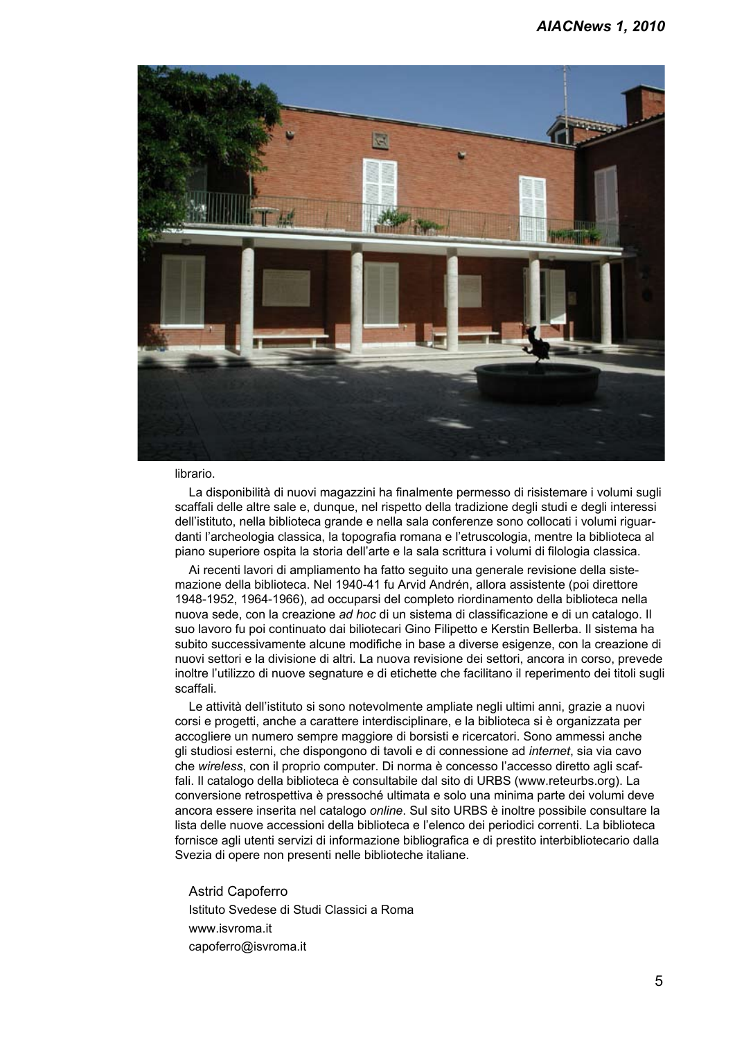librario.

La disponibilità di nuovi magazzini ha finalmente permesso di risistemare i volumi sugli scaffali delle altre sale e, dunque, nel rispetto della tradizione degli studi e degli interessi dell'istituto, nella biblioteca grande e nella sala conferenze sono collocati i volumi riguardanti l'archeologia classica, la topografia romana e l'etruscologia, mentre la biblioteca al piano superiore ospita la storia dell'arte e la sala scrittura i volumi di filologia classica.

Ai recenti lavori di ampliamento ha fatto seguito una generale revisione della sistemazione della biblioteca. Nel 1940-41 fu Arvid Andrén, allora assistente (poi direttore 1948-1952, 1964-1966), ad occuparsi del completo riordinamento della biblioteca nella nuova sede, con la creazione *ad hoc* di un sistema di classificazione e di un catalogo. Il suo lavoro fu poi continuato dai biliotecari Gino Filipetto e Kerstin Bellerba. Il sistema ha subito successivamente alcune modifiche in base a diverse esigenze, con la creazione di nuovi settori e la divisione di altri. La nuova revisione dei settori, ancora in corso, prevede inoltre l'utilizzo di nuove segnature e di etichette che facilitano il reperimento dei titoli sugli scaffali.

Le attività dell'istituto si sono notevolmente ampliate negli ultimi anni, grazie a nuovi corsi e progetti, anche a carattere interdisciplinare, e la biblioteca si è organizzata per accogliere un numero sempre maggiore di borsisti e ricercatori. Sono ammessi anche gli studiosi esterni, che dispongono di tavoli e di connessione ad *internet*, sia via cavo che *wireless*, con il proprio computer. Di norma è concesso l'accesso diretto agli scaffali. Il catalogo della biblioteca è consultabile dal sito di URBS (www.reteurbs.org). La conversione retrospettiva è pressoché ultimata e solo una minima parte dei volumi deve ancora essere inserita nel catalogo *online*. Sul sito URBS è inoltre possibile consultare la lista delle nuove accessioni della biblioteca e l'elenco dei periodici correnti. La biblioteca fornisce agli utenti servizi di informazione bibliografica e di prestito interbibliotecario dalla Svezia di opere non presenti nelle biblioteche italiane.

Astrid Capoferro
Istituto Svedese di Studi Classici a Roma
www.isvroma.it
capoferro@isvroma.it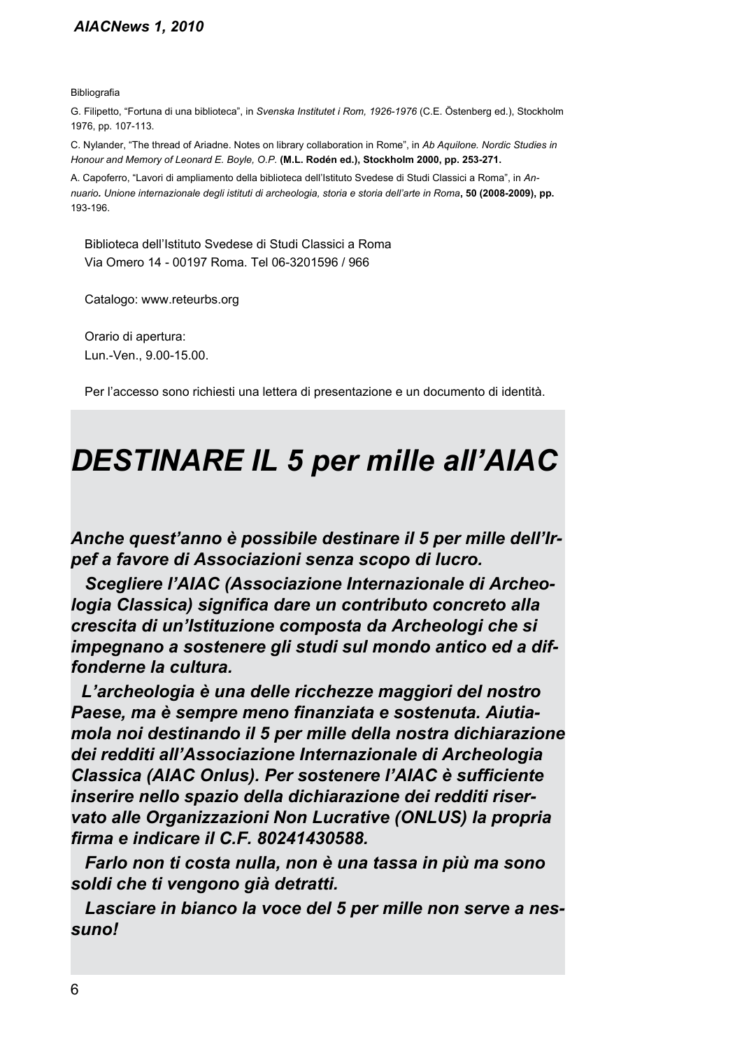Bibliografia

G. Filipetto, “Fortuna di una biblioteca”, in *Svenska Institutet i Rom, 1926-1976* (C.E. Östenberg ed.), Stockholm 1976, pp. 107-113.

C. Nylander, “The thread of Ariadne. Notes on library collaboration in Rome”, in *Ab Aquilone. Nordic Studies in Honour and Memory of Leonard E. Boyle, O.P.* **(M.L. Rodén ed.), Stockholm 2000, pp. 253-271.**

A. Capoferro, “Lavori di ampliamento della biblioteca dell’Istituto Svedese di Studi Classici a Roma”, in *Annuario***.** *Unione internazionale degli istituti di archeologia, storia e storia dell’arte in Roma***, 50 (2008-2009), pp.** 193-196.

Biblioteca dell’Istituto Svedese di Studi Classici a Roma
Via Omero 14 - 00197 Roma. Tel 06-3201596 / 966

Catalogo: www.reteurbs.org

Orario di apertura:
Lun.-Ven., 9.00-15.00.

Per l’accesso sono richiesti una lettera di presentazione e un documento di identità.

# *DESTINARE IL 5 per mille all’AIAC*

***Anche quest’anno è possibile destinare il 5 per mille dell’Irpef a favore di Associazioni senza scopo di lucro.***

***Scegliere l’AIAC (Associazione Internazionale di Archeologia Classica) significa dare un contributo concreto alla crescita di un’Istituzione composta da Archeologi che si impegnano a sostenere gli studi sul mondo antico ed a diffonderne la cultura.***

***L’archeologia è una delle ricchezze maggiori del nostro Paese, ma è sempre meno finanziata e sostenuta. Aiutiamola noi destinando il 5 per mille della nostra dichiarazione dei redditi all’Associazione Internazionale di Archeologia Classica (AIAC Onlus). Per sostenere l’AIAC è sufficiente inserire nello spazio della dichiarazione dei redditi riservato alle Organizzazioni Non Lucrative (ONLUS) la propria firma e indicare il C.F. 80241430588.***

***Farlo non ti costa nulla, non è una tassa in più ma sono soldi che ti vengono già detratti.***

***Lasciare in bianco la voce del 5 per mille non serve a nessuno!***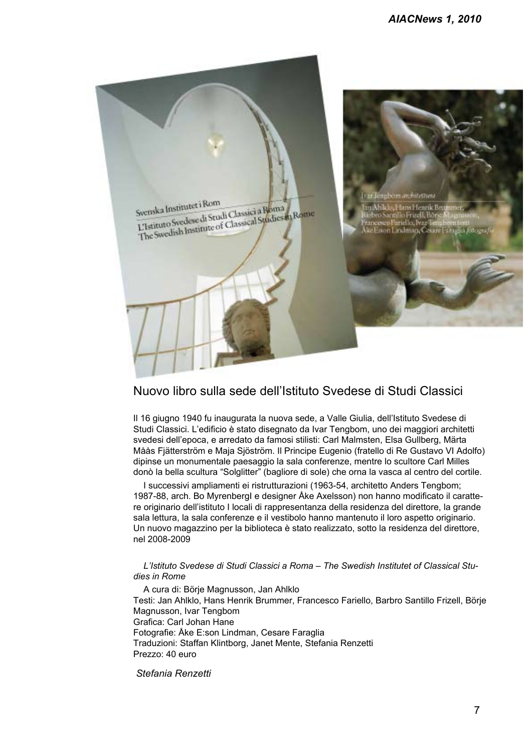## Nuovo libro sulla sede dell'Istituto Svedese di Studi Classici

Il 16 giugno 1940 fu inaugurata la nuova sede, a Valle Giulia, dell'Istituto Svedese di Studi Classici. L'edificio è stato disegnato da Ivar Tengbom, uno dei maggiori architetti svedesi dell'epoca, e arredato da famosi stilisti: Carl Malmsten, Elsa Gullberg, Märta Måås Fjätterström e Maja Sjöström. Il Principe Eugenio (fratello di Re Gustavo VI Adolfo) dipinse un monumentale paesaggio la sala conferenze, mentre lo scultore Carl Milles donò la bella scultura "Solglitter" (bagliore di sole) che orna la vasca al centro del cortile.

I successivi ampliamenti ei ristrutturazioni (1963-54, architetto Anders Tengbom; 1987-88, arch. Bo MyrenbergI e designer Åke Axelsson) non hanno modificato il carattere originario dell'istituto I locali di rappresentanza della residenza del direttore, la grande sala lettura, la sala conferenze e il vestibolo hanno mantenuto il loro aspetto originario. Un nuovo magazzino per la biblioteca è stato realizzato, sotto la residenza del direttore, nel 2008-2009

*L'Istituto Svedese di Studi Classici a Roma – The Swedish Institutet of Classical Studies in Rome*

A cura di: Börje Magnusson, Jan Ahlklo
Testi: Jan Ahlklo, Hans Henrik Brummer, Francesco Fariello, Barbro Santillo Frizell, Börje Magnusson, Ivar Tengbom
Grafica: Carl Johan Hane
Fotografie: Åke E:son Lindman, Cesare Faraglia
Traduzioni: Staffan Klintborg, Janet Mente, Stefania Renzetti
Prezzo: 40 euro

*Stefania Renzetti*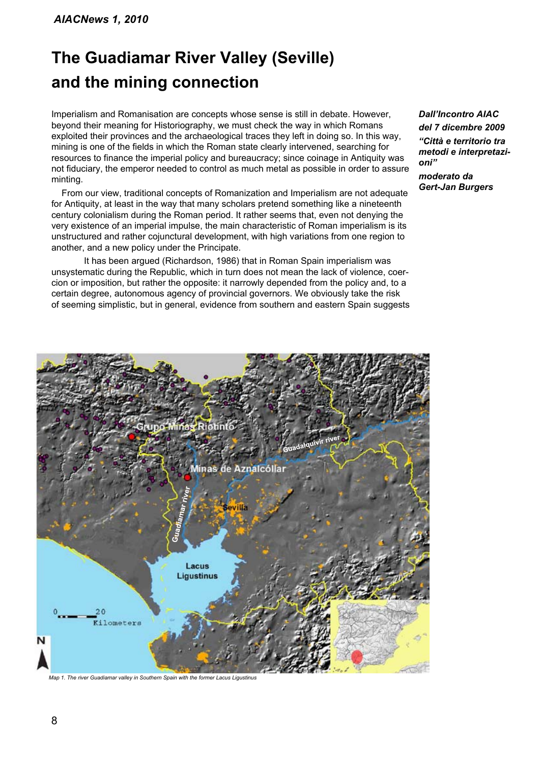# The Guadiamar River Valley (Seville) and the mining connection

*Dall'Incontro AIAC del 7 dicembre 2009 "Città e territorio tra metodi e interpretazioni" moderato da Gert-Jan Burgers*

Imperialism and Romanisation are concepts whose sense is still in debate. However, beyond their meaning for Historiography, we must check the way in which Romans exploited their provinces and the archaeological traces they left in doing so. In this way, mining is one of the fields in which the Roman state clearly intervened, searching for resources to finance the imperial policy and bureaucracy; since coinage in Antiquity was not fiduciary, the emperor needed to control as much metal as possible in order to assure minting.

From our view, traditional concepts of Romanization and Imperialism are not adequate for Antiquity, at least in the way that many scholars pretend something like a nineteenth century colonialism during the Roman period. It rather seems that, even not denying the very existence of an imperial impulse, the main characteristic of Roman imperialism is its unstructured and rather cojunctural development, with high variations from one region to another, and a new policy under the Principate.

It has been argued (Richardson, 1986) that in Roman Spain imperialism was unsystematic during the Republic, which in turn does not mean the lack of violence, coercion or imposition, but rather the opposite: it narrowly depended from the policy and, to a certain degree, autonomous agency of provincial governors. We obviously take the risk of seeming simplistic, but in general, evidence from southern and eastern Spain suggests

*Map 1. The river Guadiamar valley in Southern Spain with the former Lacus Ligustinus*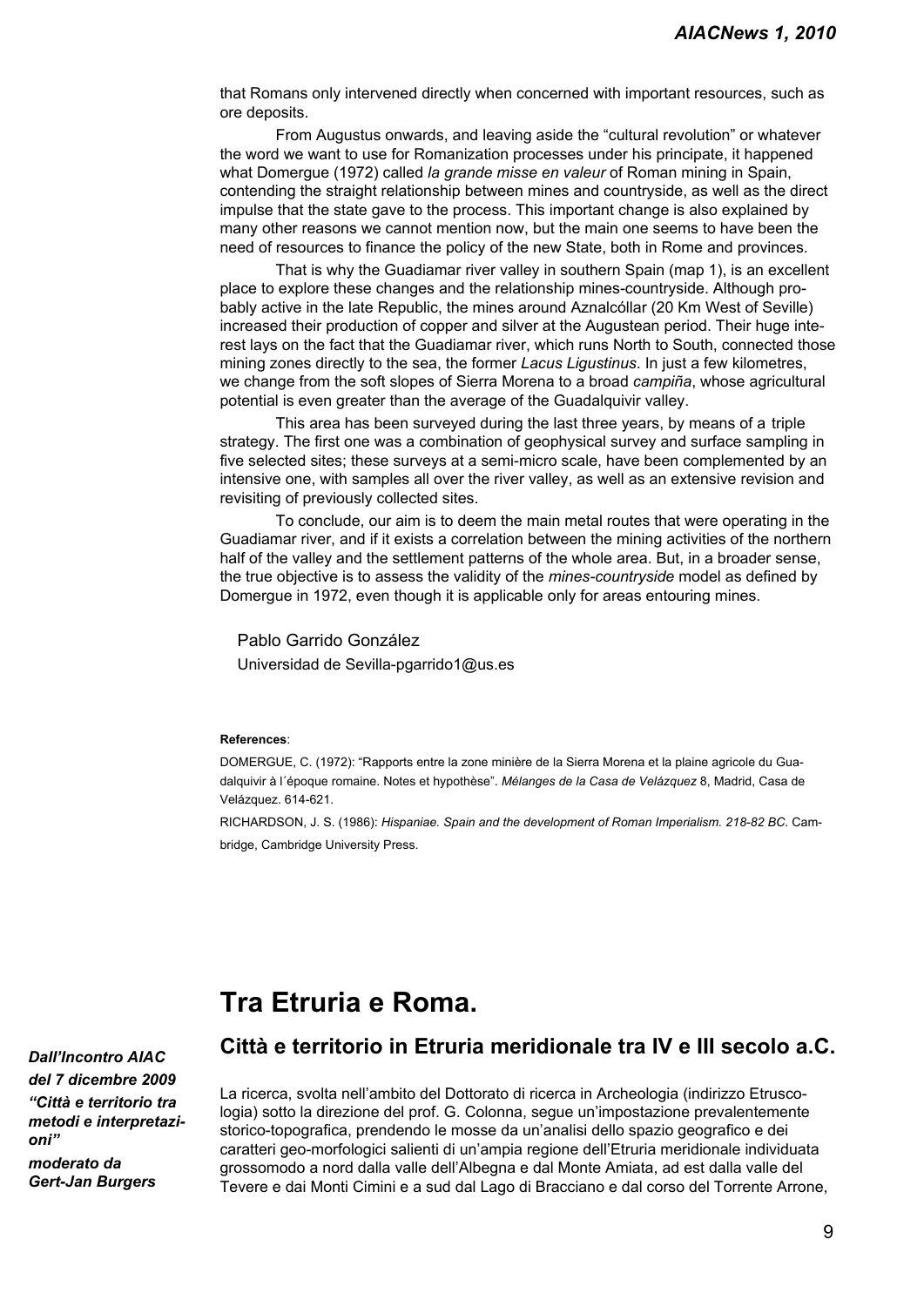that Romans only intervened directly when concerned with important resources, such as ore deposits.

From Augustus onwards, and leaving aside the "cultural revolution" or whatever the word we want to use for Romanization processes under his principate, it happened what Domergue (1972) called *la grande misse en valeur* of Roman mining in Spain, contending the straight relationship between mines and countryside, as well as the direct impulse that the state gave to the process. This important change is also explained by many other reasons we cannot mention now, but the main one seems to have been the need of resources to finance the policy of the new State, both in Rome and provinces.

That is why the Guadiamar river valley in southern Spain (map 1), is an excellent place to explore these changes and the relationship mines-countryside. Although probably active in the late Republic, the mines around Aznalcóllar (20 Km West of Seville) increased their production of copper and silver at the Augustean period. Their huge interest lays on the fact that the Guadiamar river, which runs North to South, connected those mining zones directly to the sea, the former *Lacus Ligustinus*. In just a few kilometres, we change from the soft slopes of Sierra Morena to a broad *campiña*, whose agricultural potential is even greater than the average of the Guadalquivir valley.

This area has been surveyed during the last three years, by means of a triple strategy. The first one was a combination of geophysical survey and surface sampling in five selected sites; these surveys at a semi-micro scale, have been complemented by an intensive one, with samples all over the river valley, as well as an extensive revision and revisiting of previously collected sites.

To conclude, our aim is to deem the main metal routes that were operating in the Guadiamar river, and if it exists a correlation between the mining activities of the northern half of the valley and the settlement patterns of the whole area. But, in a broader sense, the true objective is to assess the validity of the *mines-countryside* model as defined by Domergue in 1972, even though it is applicable only for areas entouring mines.

Pablo Garrido González

Universidad de Sevilla-pgarrido1@us.es

**References**:

DOMERGUE, C. (1972): "Rapports entre la zone minière de la Sierra Morena et la plaine agricole du Guadalquivir à l´époque romaine. Notes et hypothèse". *Mélanges de la Casa de Velázquez* 8, Madrid, Casa de Velázquez. 614-621.

RICHARDSON, J. S. (1986): *Hispaniae. Spain and the development of Roman Imperialism. 218-82 BC*. Cambridge, Cambridge University Press.

# Tra Etruria e Roma.

## Città e territorio in Etruria meridionale tra IV e III secolo a.C.

***Dall'Incontro AIAC del 7 dicembre 2009 "Città e territorio tra metodi e interpretazioni" moderato da Gert-Jan Burgers***

La ricerca, svolta nell'ambito del Dottorato di ricerca in Archeologia (indirizzo Etruscologia) sotto la direzione del prof. G. Colonna, segue un'impostazione prevalentemente storico-topografica, prendendo le mosse da un'analisi dello spazio geografico e dei caratteri geo-morfologici salienti di un'ampia regione dell'Etruria meridionale individuata grossomodo a nord dalla valle dell'Albegna e dal Monte Amiata, ad est dalla valle del Tevere e dai Monti Cimini e a sud dal Lago di Bracciano e dal corso del Torrente Arrone,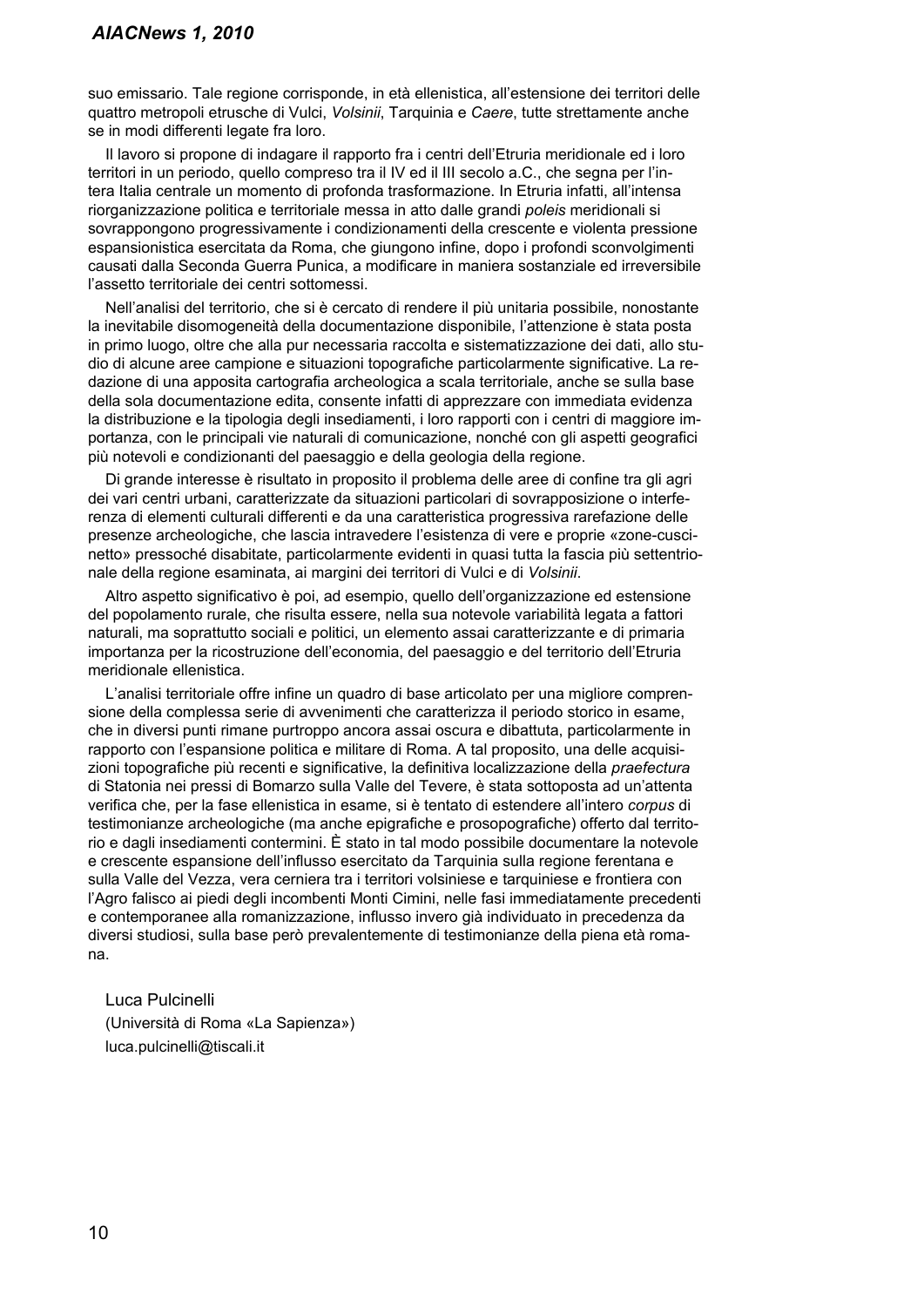suo emissario. Tale regione corrisponde, in età ellenistica, all'estensione dei territori delle quattro metropoli etrusche di Vulci, *Volsinii*, Tarquinia e *Caere*, tutte strettamente anche se in modi differenti legate fra loro.

Il lavoro si propone di indagare il rapporto fra i centri dell'Etruria meridionale ed i loro territori in un periodo, quello compreso tra il IV ed il III secolo a.C., che segna per l'intera Italia centrale un momento di profonda trasformazione. In Etruria infatti, all'intensa riorganizzazione politica e territoriale messa in atto dalle grandi *poleis* meridionali si sovrappongono progressivamente i condizionamenti della crescente e violenta pressione espansionistica esercitata da Roma, che giungono infine, dopo i profondi sconvolgimenti causati dalla Seconda Guerra Punica, a modificare in maniera sostanziale ed irreversibile l'assetto territoriale dei centri sottomessi.

Nell'analisi del territorio, che si è cercato di rendere il più unitaria possibile, nonostante la inevitabile disomogeneità della documentazione disponibile, l'attenzione è stata posta in primo luogo, oltre che alla pur necessaria raccolta e sistematizzazione dei dati, allo studio di alcune aree campione e situazioni topografiche particolarmente significative. La redazione di una apposita cartografia archeologica a scala territoriale, anche se sulla base della sola documentazione edita, consente infatti di apprezzare con immediata evidenza la distribuzione e la tipologia degli insediamenti, i loro rapporti con i centri di maggiore importanza, con le principali vie naturali di comunicazione, nonché con gli aspetti geografici più notevoli e condizionanti del paesaggio e della geologia della regione.

Di grande interesse è risultato in proposito il problema delle aree di confine tra gli agri dei vari centri urbani, caratterizzate da situazioni particolari di sovrapposizione o interferenza di elementi culturali differenti e da una caratteristica progressiva rarefazione delle presenze archeologiche, che lascia intravedere l'esistenza di vere e proprie «zone-cuscinetto» pressoché disabitate, particolarmente evidenti in quasi tutta la fascia più settentrionale della regione esaminata, ai margini dei territori di Vulci e di *Volsinii*.

Altro aspetto significativo è poi, ad esempio, quello dell'organizzazione ed estensione del popolamento rurale, che risulta essere, nella sua notevole variabilità legata a fattori naturali, ma soprattutto sociali e politici, un elemento assai caratterizzante e di primaria importanza per la ricostruzione dell'economia, del paesaggio e del territorio dell'Etruria meridionale ellenistica.

L'analisi territoriale offre infine un quadro di base articolato per una migliore comprensione della complessa serie di avvenimenti che caratterizza il periodo storico in esame, che in diversi punti rimane purtroppo ancora assai oscura e dibattuta, particolarmente in rapporto con l'espansione politica e militare di Roma. A tal proposito, una delle acquisizioni topografiche più recenti e significative, la definitiva localizzazione della *praefectura* di Statonia nei pressi di Bomarzo sulla Valle del Tevere, è stata sottoposta ad un'attenta verifica che, per la fase ellenistica in esame, si è tentato di estendere all'intero *corpus* di testimonianze archeologiche (ma anche epigrafiche e prosopografiche) offerto dal territorio e dagli insediamenti contermini. È stato in tal modo possibile documentare la notevole e crescente espansione dell'influsso esercitato da Tarquinia sulla regione ferentana e sulla Valle del Vezza, vera cerniera tra i territori volsiniese e tarquiniese e frontiera con l'Agro falisco ai piedi degli incombenti Monti Cimini, nelle fasi immediatamente precedenti e contemporanee alla romanizzazione, influsso invero già individuato in precedenza da diversi studiosi, sulla base però prevalentemente di testimonianze della piena età romana.

Luca Pulcinelli
(Università di Roma «La Sapienza»)
luca.pulcinelli@tiscali.it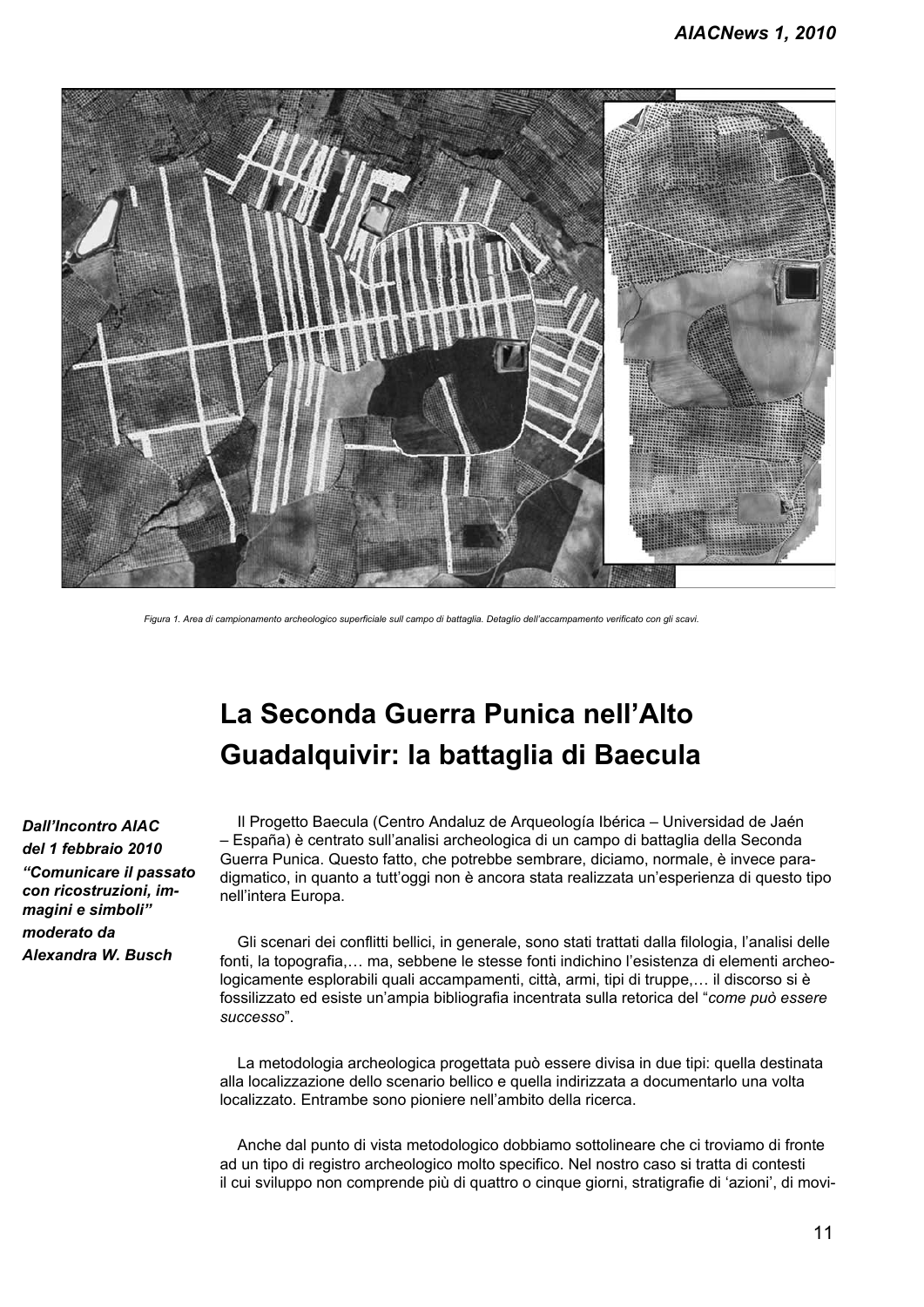Figura 1. Area di campionamento archeologico superficiale sull campo di battaglia. Dettaglio dell'accampamento verificato con gli scavi.

# La Seconda Guerra Punica nell'Alto Guadalquivir: la battaglia di Baecula

***Dall'Incontro AIAC del 1 febbraio 2010 "Comunicare il passato con ricostruzioni, immagini e simboli" moderato da Alexandra W. Busch***

Il Progetto Baecula (Centro Andaluz de Arqueología Ibérica – Universidad de Jaén – España) è centrato sull'analisi archeologica di un campo di battaglia della Seconda Guerra Punica. Questo fatto, che potrebbe sembrare, diciamo, normale, è invece paradigmatico, in quanto a tutt'oggi non è ancora stata realizzata un'esperienza di questo tipo nell'intera Europa.

Gli scenari dei conflitti bellici, in generale, sono stati trattati dalla filologia, l'analisi delle fonti, la topografia,… ma, sebbene le stesse fonti indichino l'esistenza di elementi archeologicamente esplorabili quali accampamenti, città, armi, tipi di truppe,… il discorso si è fossilizzato ed esiste un'ampia bibliografia incentrata sulla retorica del "*come può essere successo*".

La metodologia archeologica progettata può essere divisa in due tipi: quella destinata alla localizzazione dello scenario bellico e quella indirizzata a documentarlo una volta localizzato. Entrambe sono pioniere nell'ambito della ricerca.

Anche dal punto di vista metodologico dobbiamo sottolineare che ci troviamo di fronte ad un tipo di registro archeologico molto specifico. Nel nostro caso si tratta di contesti il cui sviluppo non comprende più di quattro o cinque giorni, stratigrafie di 'azioni', di movi-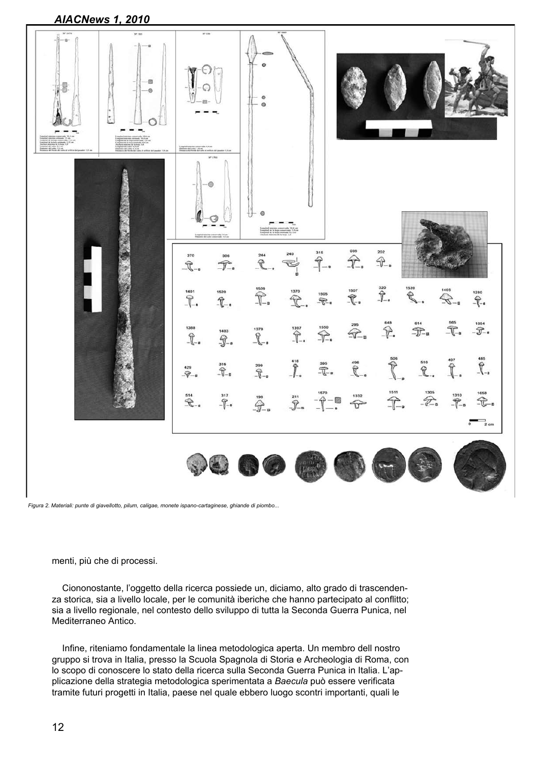Figura 2. Materiali: punte di giavellotto, pilum, caligae, monete ispano-cartaginese, ghiande di piombo...

menti, più che di processi.

Ciononostante, l'oggetto della ricerca possiede un, diciamo, alto grado di trascendenza storica, sia a livello locale, per le comunità iberiche che hanno partecipato al conflitto; sia a livello regionale, nel contesto dello sviluppo di tutta la Seconda Guerra Punica, nel Mediterraneo Antico.

Infine, riteniamo fondamentale la linea metodologica aperta. Un membro del nostro gruppo si trova in Italia, presso la Scuola Spagnola di Storia e Archeologia di Roma, con lo scopo di conoscere lo stato della ricerca sulla Seconda Guerra Punica in Italia. L'applicazione della strategia metodologica sperimentata a *Baecula* può essere verificata tramite futuri progetti in Italia, paese nel quale ebbero luogo scontri importanti, quali le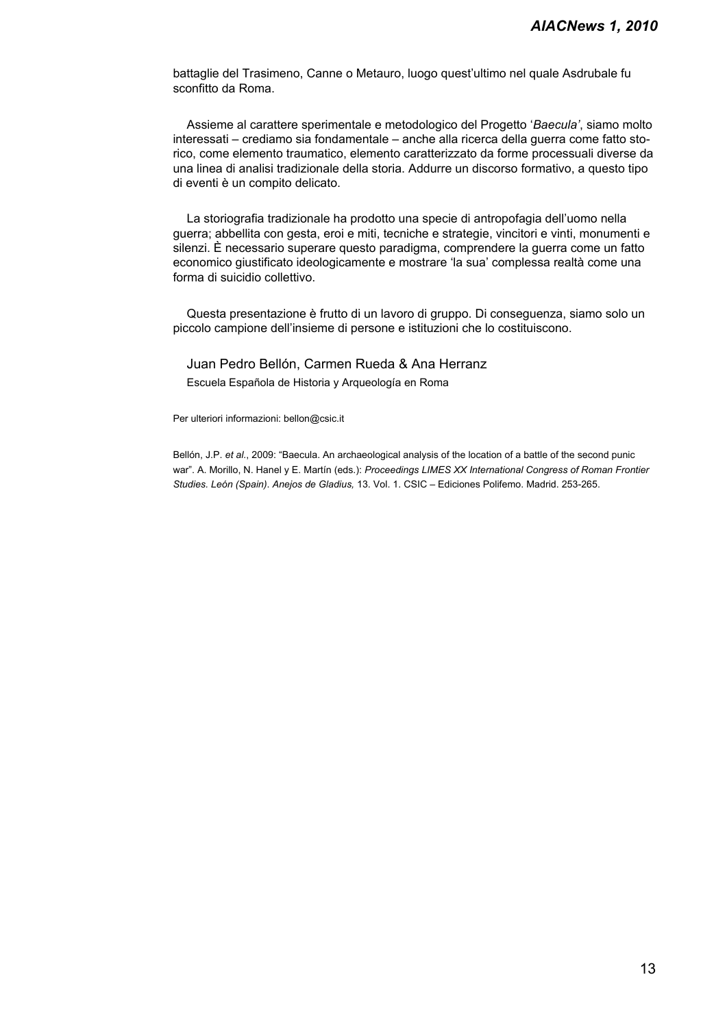battaglie del Trasimeno, Canne o Metauro, luogo quest'ultimo nel quale Asdrubale fu sconfitto da Roma.

Assieme al carattere sperimentale e metodologico del Progetto '*Baecula'*, siamo molto interessati – crediamo sia fondamentale – anche alla ricerca della guerra come fatto storico, come elemento traumatico, elemento caratterizzato da forme processuali diverse da una linea di analisi tradizionale della storia. Addurre un discorso formativo, a questo tipo di eventi è un compito delicato.

La storiografia tradizionale ha prodotto una specie di antropofagia dell'uomo nella guerra; abbellita con gesta, eroi e miti, tecniche e strategie, vincitori e vinti, monumenti e silenzi. È necessario superare questo paradigma, comprendere la guerra come un fatto economico giustificato ideologicamente e mostrare 'la sua' complessa realtà come una forma di suicidio collettivo.

Questa presentazione è frutto di un lavoro di gruppo. Di conseguenza, siamo solo un piccolo campione dell'insieme di persone e istituzioni che lo costituiscono.

Juan Pedro Bellón, Carmen Rueda & Ana Herranz

Escuela Española de Historia y Arqueología en Roma

Per ulteriori informazioni: bellon@csic.it

Bellón, J.P. *et al.*, 2009: "Baecula. An archaeological analysis of the location of a battle of the second punic war". A. Morillo, N. Hanel y E. Martín (eds.): *Proceedings LIMES XX International Congress of Roman Frontier Studies. León (Spain). Anejos de Gladius,* 13. Vol. 1. CSIC – Ediciones Polifemo. Madrid. 253-265.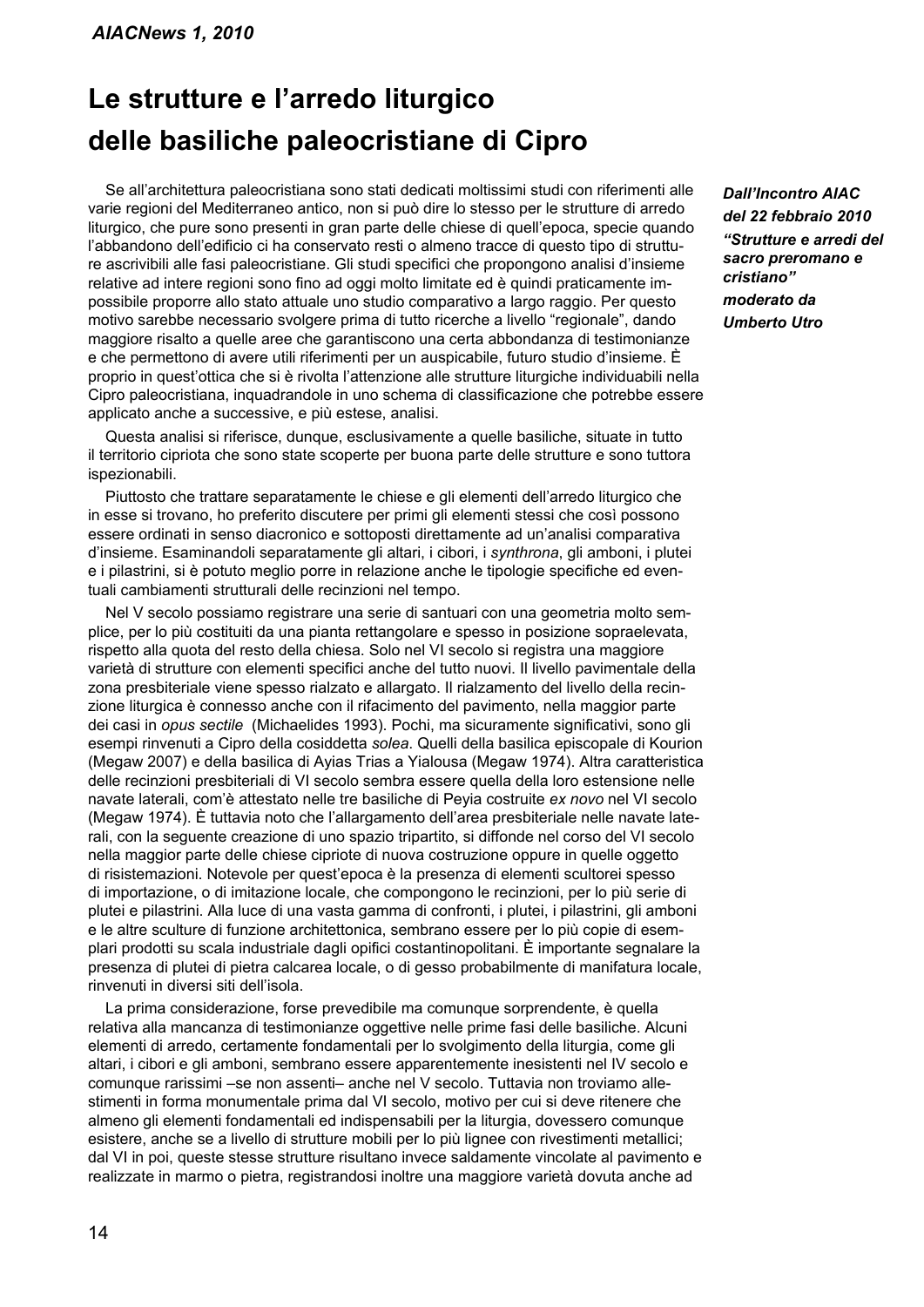# Le strutture e l'arredo liturgico delle basiliche paleocristiane di Cipro

***Dall'Incontro AIAC del 22 febbraio 2010 "Strutture e arredi del sacro preromano e cristiano" moderato da Umberto Utro***

Se all'architettura paleocristiana sono stati dedicati moltissimi studi con riferimenti alle varie regioni del Mediterraneo antico, non si può dire lo stesso per le strutture di arredo liturgico, che pure sono presenti in gran parte delle chiese di quell'epoca, specie quando l'abbandono dell'edificio ci ha conservato resti o almeno tracce di questo tipo di strutture ascrivibili alle fasi paleocristiane. Gli studi specifici che propongono analisi d'insieme relative ad intere regioni sono fino ad oggi molto limitate ed è quindi praticamente impossibile proporre allo stato attuale uno studio comparativo a largo raggio. Per questo motivo sarebbe necessario svolgere prima di tutto ricerche a livello "regionale", dando maggiore risalto a quelle aree che garantiscono una certa abbondanza di testimonianze e che permettono di avere utili riferimenti per un auspicabile, futuro studio d'insieme. È proprio in quest'ottica che si è rivolta l'attenzione alle strutture liturgiche individuabili nella Cipro paleocristiana, inquadrandole in uno schema di classificazione che potrebbe essere applicato anche a successive, e più estese, analisi.

Questa analisi si riferisce, dunque, esclusivamente a quelle basiliche, situate in tutto il territorio cipriota che sono state scoperte per buona parte delle strutture e sono tuttora ispezionabili.

Piuttosto che trattare separatamente le chiese e gli elementi dell'arredo liturgico che in esse si trovano, ho preferito discutere per primi gli elementi stessi che così possono essere ordinati in senso diacronico e sottoposti direttamente ad un'analisi comparativa d'insieme. Esaminandoli separatamente gli altari, i cibori, i *synthrona*, gli amboni, i plutei e i pilastrini, si è potuto meglio porre in relazione anche le tipologie specifiche ed eventuali cambiamenti strutturali delle recinzioni nel tempo.

Nel V secolo possiamo registrare una serie di santuari con una geometria molto semplice, per lo più costituiti da una pianta rettangolare e spesso in posizione sopraelevata, rispetto alla quota del resto della chiesa. Solo nel VI secolo si registra una maggiore varietà di strutture con elementi specifici anche del tutto nuovi. Il livello pavimentale della zona presbiteriale viene spesso rialzato e allargato. Il rialzamento del livello della recinzione liturgica è connesso anche con il rifacimento del pavimento, nella maggior parte dei casi in *opus sectile* (Michaelides 1993). Pochi, ma sicuramente significativi, sono gli esempi rinvenuti a Cipro della cosiddetta *solea*. Quelli della basilica episcopale di Kourion (Megaw 2007) e della basilica di Ayias Trias a Yialousa (Megaw 1974). Altra caratteristica delle recinzioni presbiteriali di VI secolo sembra essere quella della loro estensione nelle navate laterali, com'è attestato nelle tre basiliche di Peyia costruite *ex novo* nel VI secolo (Megaw 1974). È tuttavia noto che l'allargamento dell'area presbiteriale nelle navate laterali, con la seguente creazione di uno spazio tripartito, si diffonde nel corso del VI secolo nella maggior parte delle chiese cipriote di nuova costruzione oppure in quelle oggetto di risistemazioni. Notevole per quest'epoca è la presenza di elementi scultorei spesso di importazione, o di imitazione locale, che compongono le recinzioni, per lo più serie di plutei e pilastrini. Alla luce di una vasta gamma di confronti, i plutei, i pilastrini, gli amboni e le altre sculture di funzione architettonica, sembrano essere per lo più copie di esemplari prodotti su scala industriale dagli opifici costantinopolitani. È importante segnalare la presenza di plutei di pietra calcarea locale, o di gesso probabilmente di manifatura locale, rinvenuti in diversi siti dell'isola.

La prima considerazione, forse prevedibile ma comunque sorprendente, è quella relativa alla mancanza di testimonianze oggettive nelle prime fasi delle basiliche. Alcuni elementi di arredo, certamente fondamentali per lo svolgimento della liturgia, come gli altari, i cibori e gli amboni, sembrano essere apparentemente inesistenti nel IV secolo e comunque rarissimi –se non assenti– anche nel V secolo. Tuttavia non troviamo allestimenti in forma monumentale prima dal VI secolo, motivo per cui si deve ritenere che almeno gli elementi fondamentali ed indispensabili per la liturgia, dovessero comunque esistere, anche se a livello di strutture mobili per lo più lignee con rivestimenti metallici; dal VI in poi, queste stesse strutture risultano invece saldamente vincolate al pavimento e realizzate in marmo o pietra, registrandosi inoltre una maggiore varietà dovuta anche ad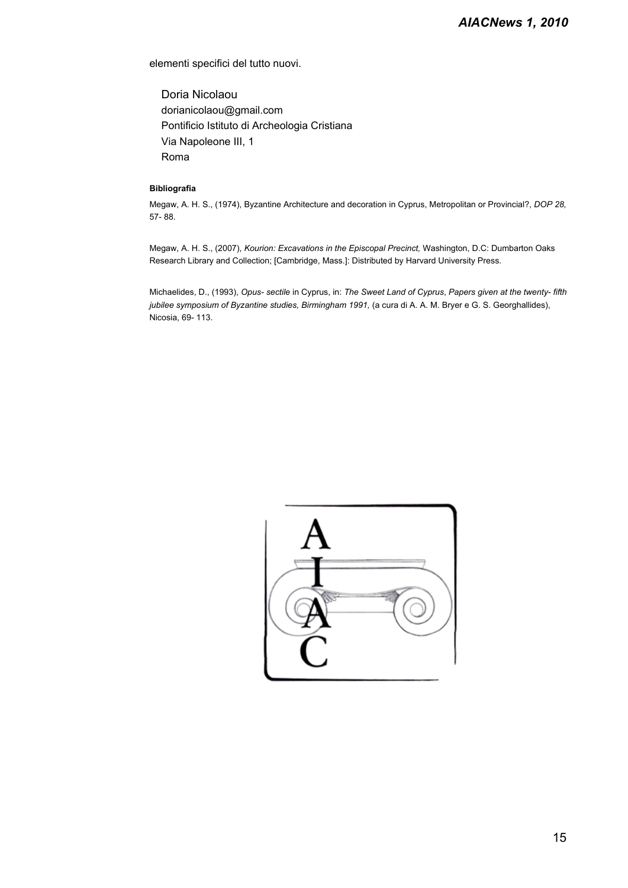elementi specifici del tutto nuovi.

Doria Nicolaou
dorianicolaou@gmail.com
Pontificio Istituto di Archeologia Cristiana
Via Napoleone III, 1
Roma

#### Bibliografia

Megaw, A. H. S., (1974), Byzantine Architecture and decoration in Cyprus, Metropolitan or Provincial?, *DOP 28,* 57- 88.

Megaw, A. H. S., (2007), *Kourion: Excavations in the Episcopal Precinct,* Washington, D.C: Dumbarton Oaks Research Library and Collection; [Cambridge, Mass.]: Distributed by Harvard University Press.

Michaelides, D., (1993), *Opus- sectile* in Cyprus, in: *The Sweet Land of Cyprus*, *Papers given at the twenty- fifth jubilee symposium of Byzantine studies, Birmingham 1991,* (a cura di A. A. M. Bryer e G. S. Georghallides), Nicosia, 69- 113.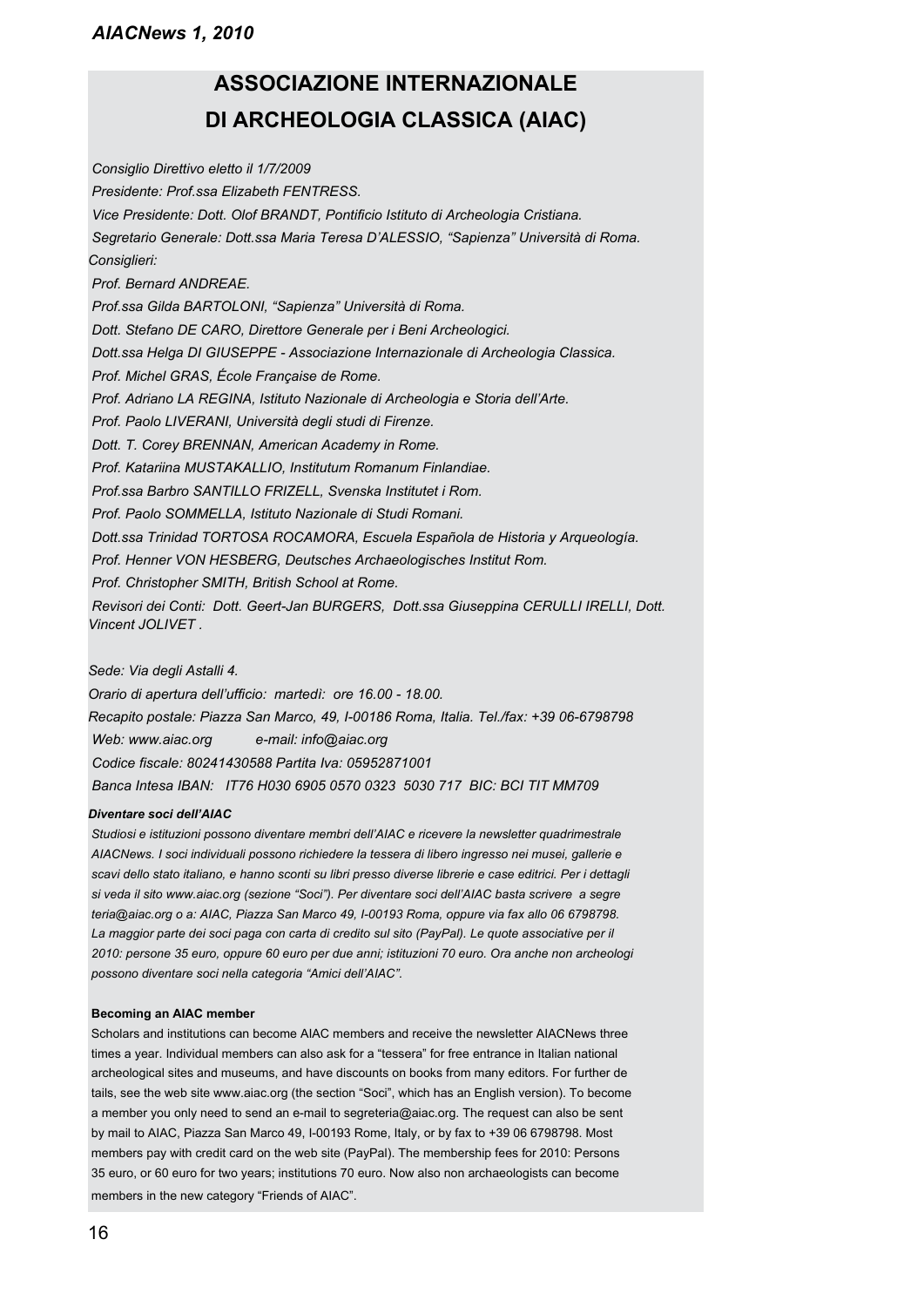# ASSOCIAZIONE INTERNAZIONALE DI ARCHEOLOGIA CLASSICA (AIAC)

*Consiglio Direttivo eletto il 1/7/2009*

*Presidente: Prof.ssa Elizabeth FENTRESS.*

*Vice Presidente: Dott. Olof BRANDT, Pontificio Istituto di Archeologia Cristiana.*

*Segretario Generale: Dott.ssa Maria Teresa D'ALESSIO, "Sapienza" Università di Roma.*

*Consiglieri:*

*Prof. Bernard ANDREAE.*

*Prof.ssa Gilda BARTOLONI, "Sapienza" Università di Roma.*

*Dott. Stefano DE CARO, Direttore Generale per i Beni Archeologici.*

*Dott.ssa Helga DI GIUSEPPE - Associazione Internazionale di Archeologia Classica.*

*Prof. Michel GRAS, École Française de Rome.*

*Prof. Adriano LA REGINA, Istituto Nazionale di Archeologia e Storia dell'Arte.*

*Prof. Paolo LIVERANI, Università degli studi di Firenze.*

*Dott. T. Corey BRENNAN, American Academy in Rome.*

*Prof. Katariina MUSTAKALLIO, Institutum Romanum Finlandiae.*

*Prof.ssa Barbro SANTILLO FRIZELL, Svenska Institutet i Rom.*

*Prof. Paolo SOMMELLA, Istituto Nazionale di Studi Romani.*

*Dott.ssa Trinidad TORTOSA ROCAMORA, Escuela Española de Historia y Arqueología.*

*Prof. Henner VON HESBERG, Deutsches Archaeologisches Institut Rom.*

*Prof. Christopher SMITH, British School at Rome.*

*Revisori dei Conti: Dott. Geert-Jan BURGERS, Dott.ssa Giuseppina CERULLI IRELLI, Dott. Vincent JOLIVET .*

*Sede: Via degli Astalli 4.*

*Orario di apertura dell'ufficio: martedì: ore 16.00 - 18.00.*

*Recapito postale: Piazza San Marco, 49, I-00186 Roma, Italia. Tel./fax: +39 06-6798798*

*Web: www.aiac.org e-mail: info@aiac.org*

*Codice fiscale: 80241430588 Partita Iva: 05952871001*

*Banca Intesa IBAN: IT76 H030 6905 0570 0323 5030 717 BIC: BCI TIT MM709*

***Diventare soci dell'AIAC***

*Studiosi e istituzioni possono diventare membri dell'AIAC e ricevere la newsletter quadrimestrale AIACNews. I soci individuali possono richiedere la tessera di libero ingresso nei musei, gallerie e scavi dello stato italiano, e hanno sconti su libri presso diverse librerie e case editrici. Per i dettagli si veda il sito www.aiac.org (sezione "Soci"). Per diventare soci dell'AIAC basta scrivere a segreteria@aiac.org o a: AIAC, Piazza San Marco 49, I-00193 Roma, oppure via fax allo 06 6798798. La maggior parte dei soci paga con carta di credito sul sito (PayPal). Le quote associative per il 2010: persone 35 euro, oppure 60 euro per due anni; istituzioni 70 euro. Ora anche non archeologi possono diventare soci nella categoria "Amici dell'AIAC".*

**Becoming an AIAC member**

Scholars and institutions can become AIAC members and receive the newsletter AIACNews three times a year. Individual members can also ask for a "tessera" for free entrance in Italian national archeological sites and museums, and have discounts on books from many editors. For further details, see the web site www.aiac.org (the section "Soci", which has an English version). To become a member you only need to send an e-mail to segreteria@aiac.org. The request can also be sent by mail to AIAC, Piazza San Marco 49, I-00193 Rome, Italy, or by fax to +39 06 6798798. Most members pay with credit card on the web site (PayPal). The membership fees for 2010: Persons 35 euro, or 60 euro for two years; institutions 70 euro. Now also non archaeologists can become members in the new category "Friends of AIAC".